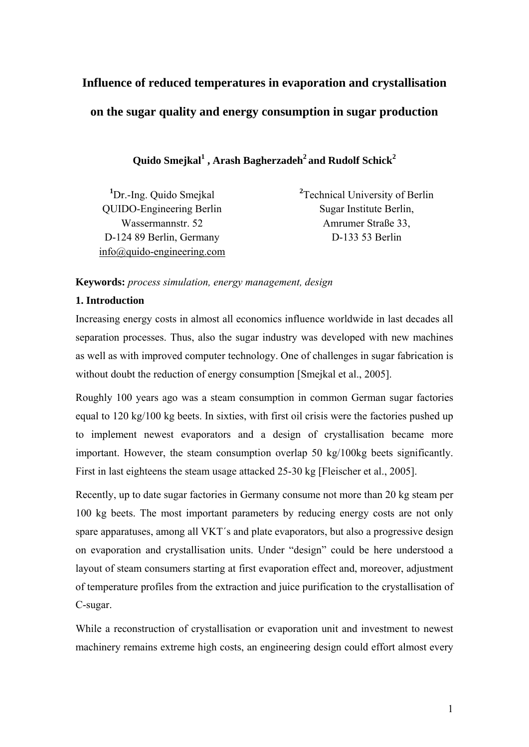# Influence of reduced temperatures in evaporation and crystallisation on the sugar quality and energy consumption in sugar production

**Quido Smejkal[1] , Arash Bagherzadeh[2] and Rudolf Schick[2]**

[1]Dr.-Ing. Quido Smejkal
QUIDO-Engineering Berlin
Wassermannstr. 52
D-124 89 Berlin, Germany
info@quido-engineering.com

[2]Technical University of Berlin
Sugar Institute Berlin,
Amrumer Straße 33,
D-133 53 Berlin

**Keywords:** *process simulation, energy management, design*

### 1. Introduction

Increasing energy costs in almost all economics influence worldwide in last decades all separation processes. Thus, also the sugar industry was developed with new machines as well as with improved computer technology. One of challenges in sugar fabrication is without doubt the reduction of energy consumption [Smejkal et al., 2005].

Roughly 100 years ago was a steam consumption in common German sugar factories equal to 120 kg/100 kg beets. In sixties, with first oil crisis were the factories pushed up to implement newest evaporators and a design of crystallisation became more important. However, the steam consumption overlap 50 kg/100kg beets significantly. First in last eighteens the steam usage attacked 25-30 kg [Fleischer et al., 2005].

Recently, up to date sugar factories in Germany consume not more than 20 kg steam per 100 kg beets. The most important parameters by reducing energy costs are not only spare apparatuses, among all VKT´s and plate evaporators, but also a progressive design on evaporation and crystallisation units. Under "design" could be here understood a layout of steam consumers starting at first evaporation effect and, moreover, adjustment of temperature profiles from the extraction and juice purification to the crystallisation of C-sugar.

While a reconstruction of crystallisation or evaporation unit and investment to newest machinery remains extreme high costs, an engineering design could effort almost every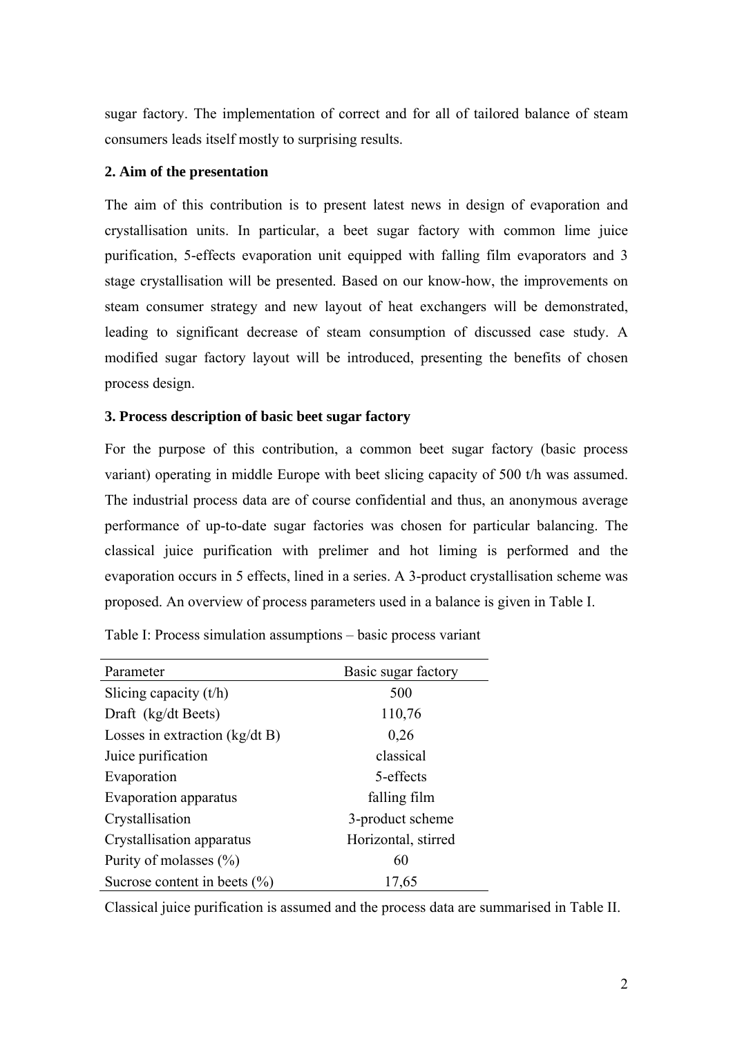sugar factory. The implementation of correct and for all of tailored balance of steam consumers leads itself mostly to surprising results.

## 2. Aim of the presentation

The aim of this contribution is to present latest news in design of evaporation and crystallisation units. In particular, a beet sugar factory with common lime juice purification, 5-effects evaporation unit equipped with falling film evaporators and 3 stage crystallisation will be presented. Based on our know-how, the improvements on steam consumer strategy and new layout of heat exchangers will be demonstrated, leading to significant decrease of steam consumption of discussed case study. A modified sugar factory layout will be introduced, presenting the benefits of chosen process design.

## 3. Process description of basic beet sugar factory

For the purpose of this contribution, a common beet sugar factory (basic process variant) operating in middle Europe with beet slicing capacity of 500 t/h was assumed. The industrial process data are of course confidential and thus, an anonymous average performance of up-to-date sugar factories was chosen for particular balancing. The classical juice purification with prelimer and hot liming is performed and the evaporation occurs in 5 effects, lined in a series. A 3-product crystallisation scheme was proposed. An overview of process parameters used in a balance is given in Table I.

Table I: Process simulation assumptions – basic process variant

| Parameter | Basic sugar factory |
|---|---|
| Slicing capacity (t/h) | 500 |
| Draft (kg/dt Beets) | 110,76 |
| Losses in extraction (kg/dt B) | 0,26 |
| Juice purification | classical |
| Evaporation | 5-effects |
| Evaporation apparatus | falling film |
| Crystallisation | 3-product scheme |
| Crystallisation apparatus | Horizontal, stirred |
| Purity of molasses (%) | 60 |
| Sucrose content in beets (%) | 17,65 |

Classical juice purification is assumed and the process data are summarised in Table II.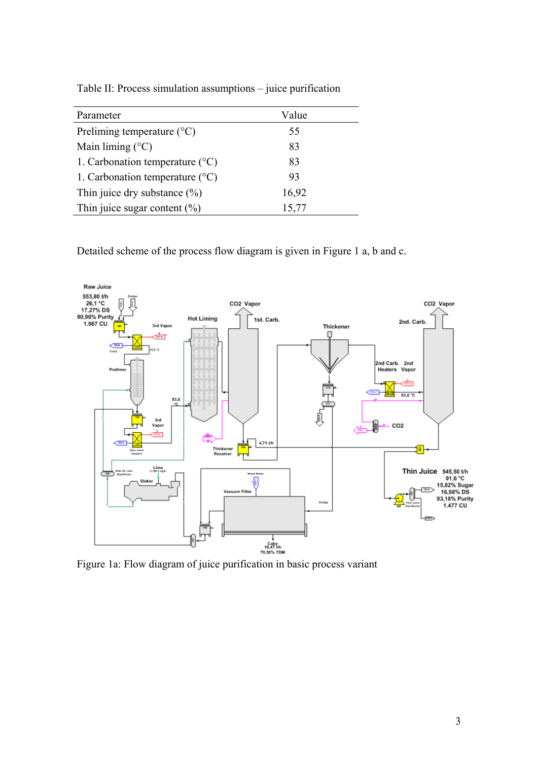Table II: Process simulation assumptions – juice purification

| Parameter | Value |
|---|---|
| Preliming temperature (°C) | 55 |
| Main liming (°C) | 83 |
| 1. Carbonation temperature (°C) | 83 |
| 1. Carbonation temperature (°C) | 93 |
| Thin juice dry substance (%) | 16,92 |
| Thin juice sugar content (%) | 15,77 |

Detailed scheme of the process flow diagram is given in Figure 1 a, b and c.

Figure 1a: Flow diagram of juice purification in basic process variant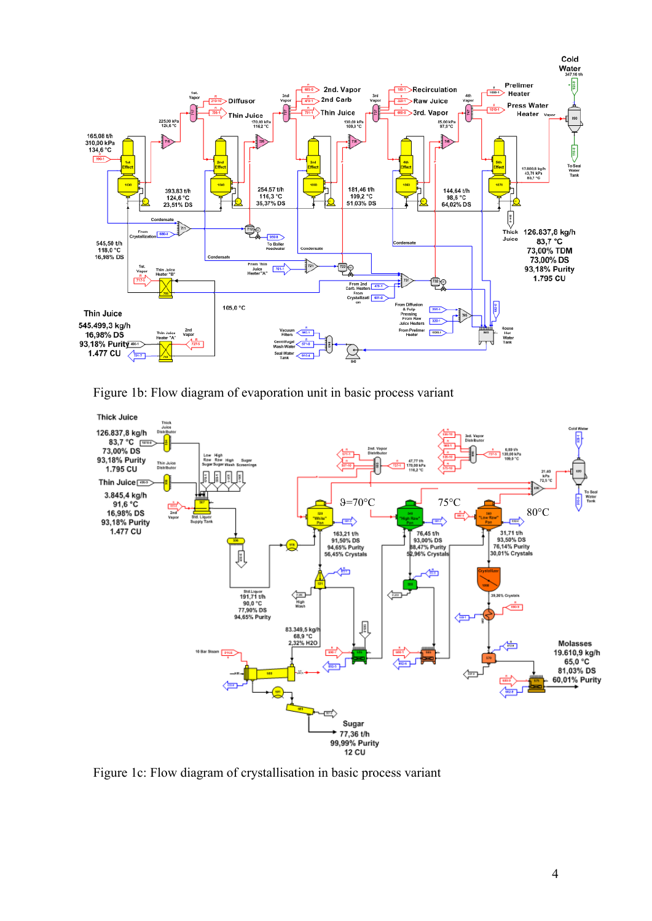Figure 1b: Flow diagram of evaporation unit in basic process variant

Figure 1c: Flow diagram of crystallisation in basic process variant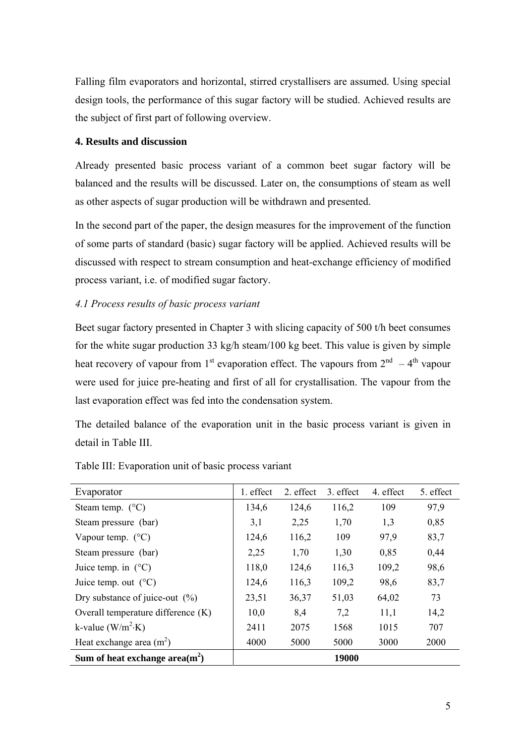Falling film evaporators and horizontal, stirred crystallisers are assumed. Using special design tools, the performance of this sugar factory will be studied. Achieved results are the subject of first part of following overview.

## 4. Results and discussion

Already presented basic process variant of a common beet sugar factory will be balanced and the results will be discussed. Later on, the consumptions of steam as well as other aspects of sugar production will be withdrawn and presented.

In the second part of the paper, the design measures for the improvement of the function of some parts of standard (basic) sugar factory will be applied. Achieved results will be discussed with respect to stream consumption and heat-exchange efficiency of modified process variant, i.e. of modified sugar factory.

### *4.1 Process results of basic process variant*

Beet sugar factory presented in Chapter 3 with slicing capacity of 500 t/h beet consumes for the white sugar production 33 kg/h steam/100 kg beet. This value is given by simple heat recovery of vapour from 1$^{st}$ evaporation effect. The vapours from 2$^{nd}$ – 4$^{th}$ vapour were used for juice pre-heating and first of all for crystallisation. The vapour from the last evaporation effect was fed into the condensation system.

The detailed balance of the evaporation unit in the basic process variant is given in detail in Table III.

Table III: Evaporation unit of basic process variant

| Evaporator | 1. effect | 2. effect | 3. effect | 4. effect | 5. effect |
|---|---|---|---|---|---|
| Steam temp. (°C) | 134,6 | 124,6 | 116,2 | 109 | 97,9 |
| Steam pressure (bar) | 3,1 | 2,25 | 1,70 | 1,3 | 0,85 |
| Vapour temp. (°C) | 124,6 | 116,2 | 109 | 97,9 | 83,7 |
| Steam pressure (bar) | 2,25 | 1,70 | 1,30 | 0,85 | 0,44 |
| Juice temp. in (°C) | 118,0 | 124,6 | 116,3 | 109,2 | 98,6 |
| Juice temp. out (°C) | 124,6 | 116,3 | 109,2 | 98,6 | 83,7 |
| Dry substance of juice-out (%) | 23,51 | 36,37 | 51,03 | 64,02 | 73 |
| Overall temperature difference (K) | 10,0 | 8,4 | 7,2 | 11,1 | 14,2 |
| k-value ($W/m^2 \cdot K$) | 2411 | 2075 | 1568 | 1015 | 707 |
| Heat exchange area ($m^2$) | 4000 | 5000 | 5000 | 3000 | 2000 |
| **Sum of heat exchange area($m^2$)** | | | **19000** | | |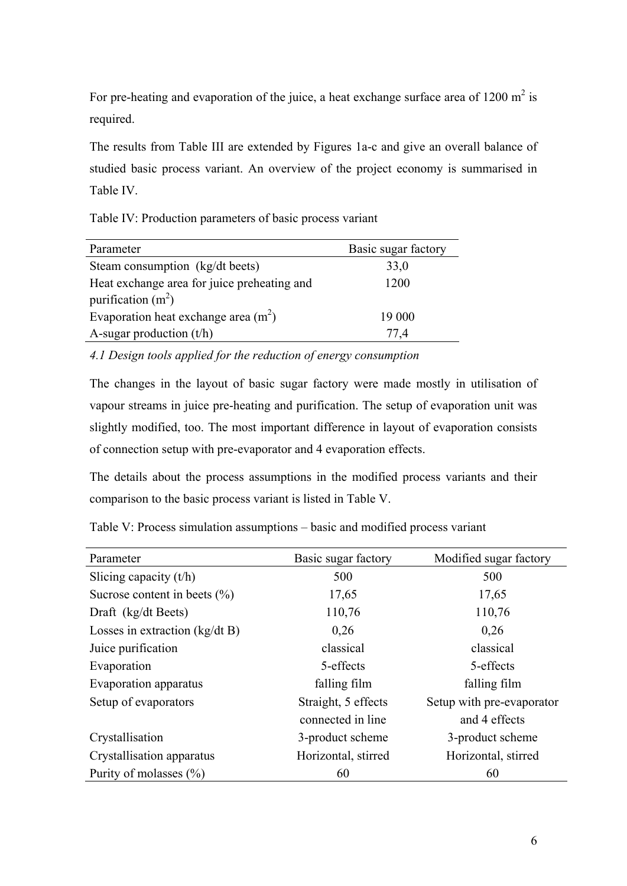For pre-heating and evaporation of the juice, a heat exchange surface area of 1200 $m^2$ is required.

The results from Table III are extended by Figures 1a-c and give an overall balance of studied basic process variant. An overview of the project economy is summarised in Table IV.

Table IV: Production parameters of basic process variant

| Parameter | Basic sugar factory |
|---|---|
| Steam consumption (kg/dt beets) | 33,0 |
| Heat exchange area for juice preheating and purification ($m^2$) | 1200 |
| Evaporation heat exchange area ($m^2$) | 19 000 |
| A-sugar production (t/h) | 77,4 |

*4.1 Design tools applied for the reduction of energy consumption*

The changes in the layout of basic sugar factory were made mostly in utilisation of vapour streams in juice pre-heating and purification. The setup of evaporation unit was slightly modified, too. The most important difference in layout of evaporation consists of connection setup with pre-evaporator and 4 evaporation effects.

The details about the process assumptions in the modified process variants and their comparison to the basic process variant is listed in Table V.

Table V: Process simulation assumptions – basic and modified process variant

| Parameter | Basic sugar factory | Modified sugar factory |
|---|---|---|
| Slicing capacity (t/h) | 500 | 500 |
| Sucrose content in beets (%) | 17,65 | 17,65 |
| Draft (kg/dt Beets) | 110,76 | 110,76 |
| Losses in extraction (kg/dt B) | 0,26 | 0,26 |
| Juice purification | classical | classical |
| Evaporation | 5-effects | 5-effects |
| Evaporation apparatus | falling film | falling film |
| Setup of evaporators | Straight, 5 effects connected in line | Setup with pre-evaporator and 4 effects |
| Crystallisation | 3-product scheme | 3-product scheme |
| Crystallisation apparatus | Horizontal, stirred | Horizontal, stirred |
| Purity of molasses (%) | 60 | 60 |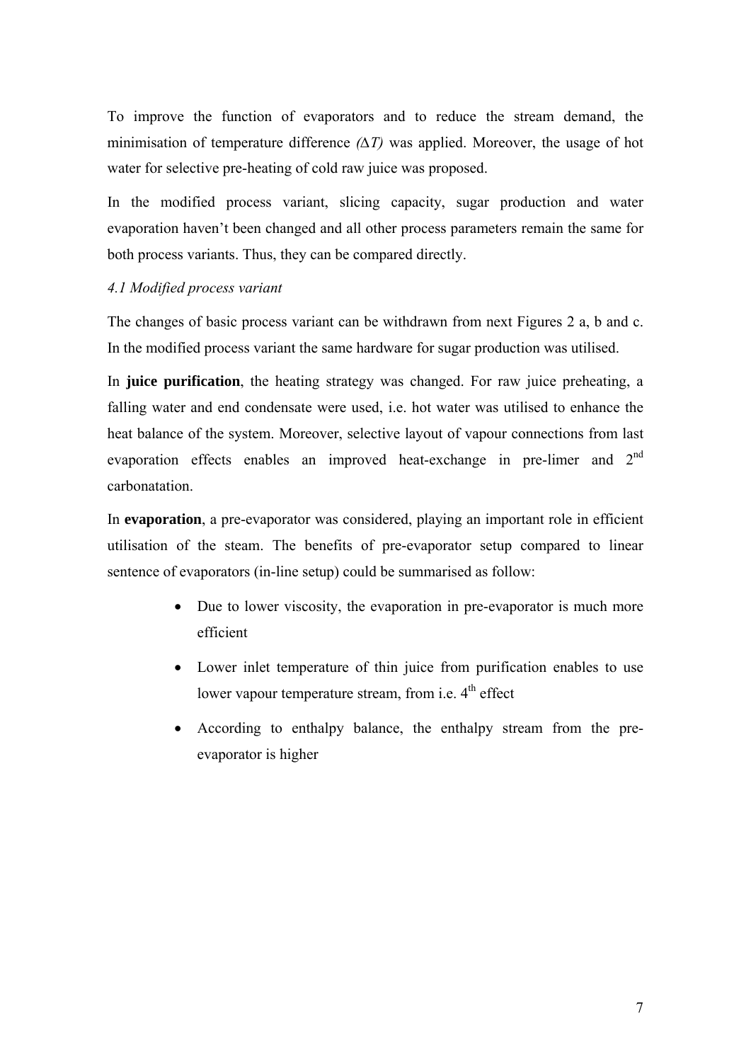To improve the function of evaporators and to reduce the stream demand, the minimisation of temperature difference *(*$\Delta T$*)* was applied. Moreover, the usage of hot water for selective pre-heating of cold raw juice was proposed.

In the modified process variant, slicing capacity, sugar production and water evaporation haven't been changed and all other process parameters remain the same for both process variants. Thus, they can be compared directly.

*4.1 Modified process variant*

The changes of basic process variant can be withdrawn from next Figures 2 a, b and c. In the modified process variant the same hardware for sugar production was utilised.

In **juice purification**, the heating strategy was changed. For raw juice preheating, a falling water and end condensate were used, i.e. hot water was utilised to enhance the heat balance of the system. Moreover, selective layout of vapour connections from last evaporation effects enables an improved heat-exchange in pre-limer and 2$^{nd}$ carbonatation.

In **evaporation**, a pre-evaporator was considered, playing an important role in efficient utilisation of the steam. The benefits of pre-evaporator setup compared to linear sentence of evaporators (in-line setup) could be summarised as follow:

- Due to lower viscosity, the evaporation in pre-evaporator is much more efficient
- Lower inlet temperature of thin juice from purification enables to use lower vapour temperature stream, from i.e. 4$^{th}$ effect
- According to enthalpy balance, the enthalpy stream from the pre-evaporator is higher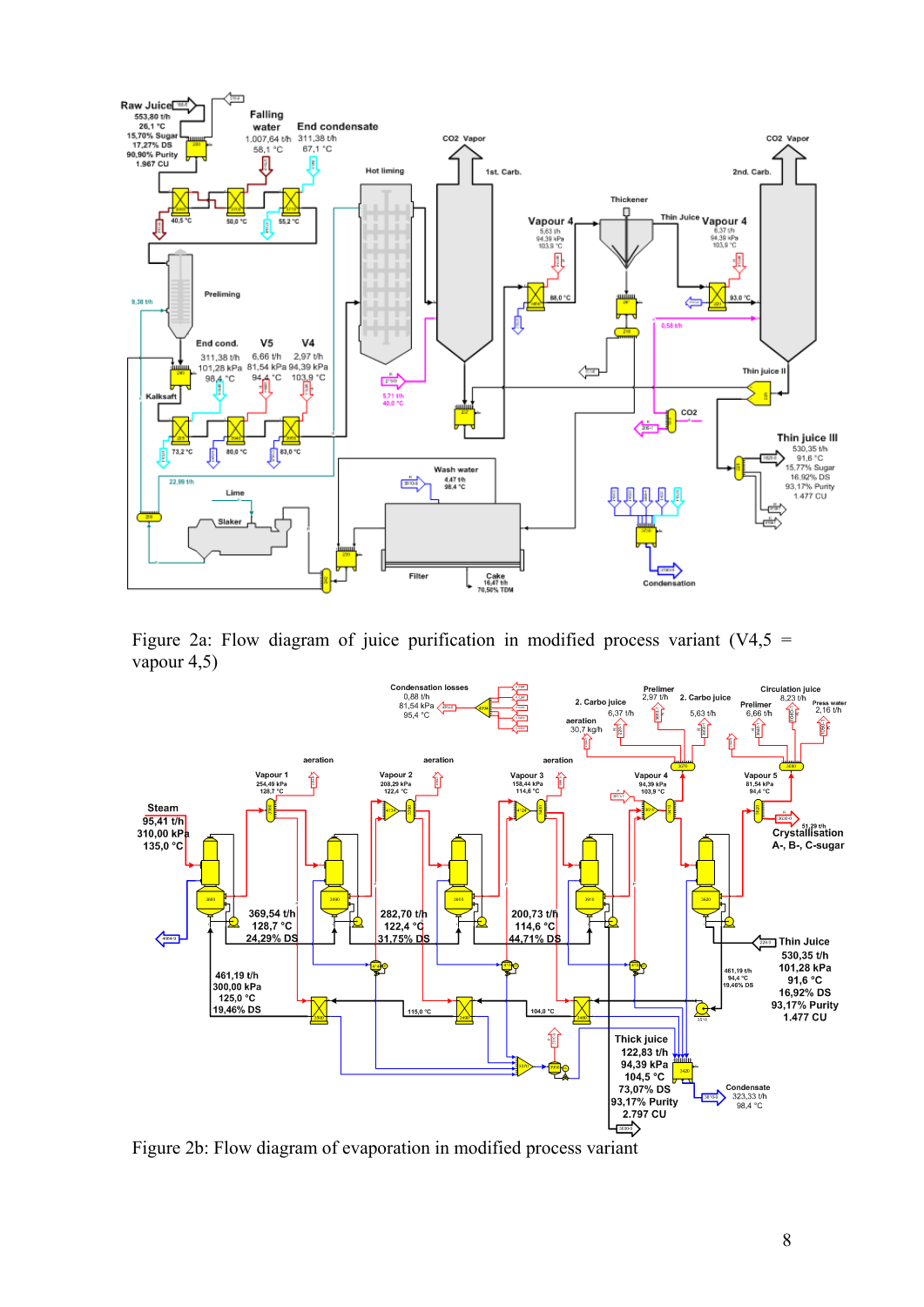Figure 2a: Flow diagram of juice purification in modified process variant (V4,5 = vapour 4,5)

Figure 2b: Flow diagram of evaporation in modified process variant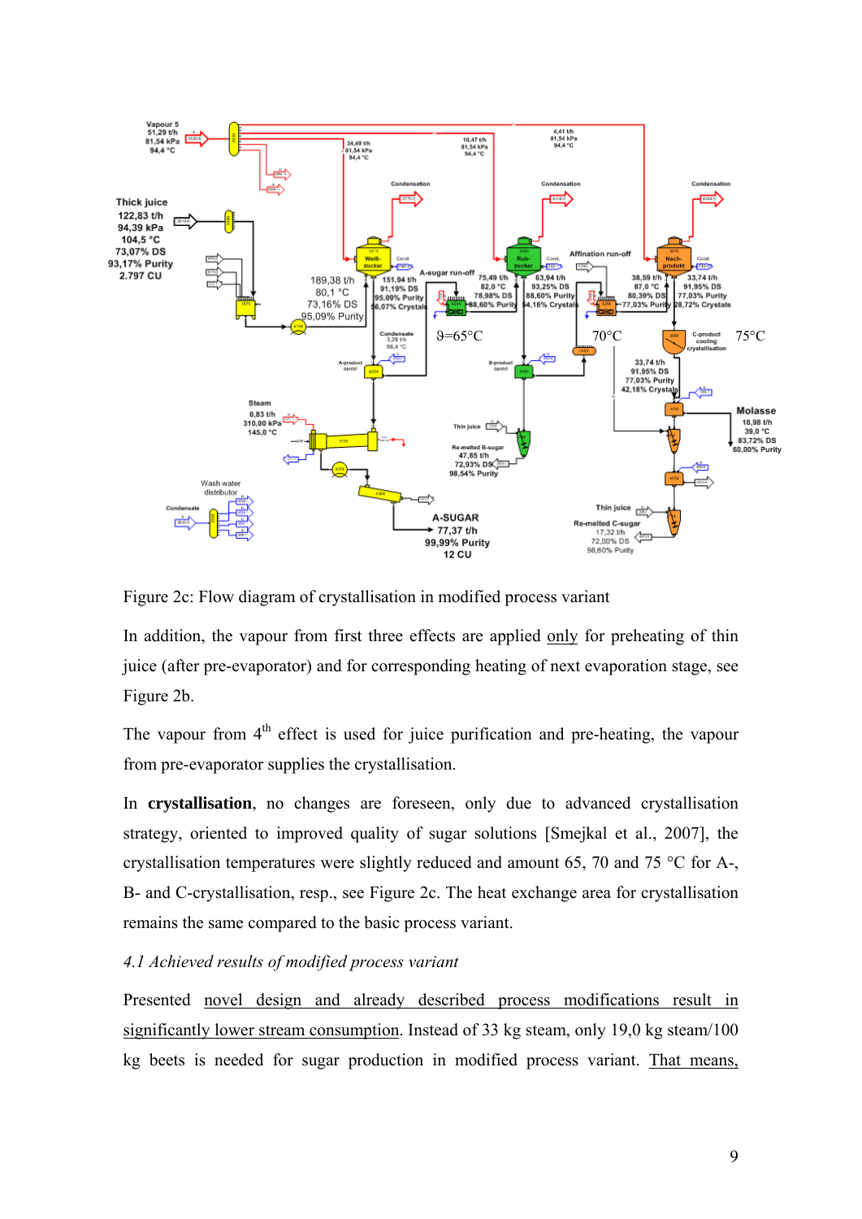Figure 2c: Flow diagram of crystallisation in modified process variant

In addition, the vapour from first three effects are applied only for preheating of thin juice (after pre-evaporator) and for corresponding heating of next evaporation stage, see Figure 2b.

The vapour from 4$^{th}$ effect is used for juice purification and pre-heating, the vapour from pre-evaporator supplies the crystallisation.

In **crystallisation**, no changes are foreseen, only due to advanced crystallisation strategy, oriented to improved quality of sugar solutions [Smejkal et al., 2007], the crystallisation temperatures were slightly reduced and amount 65, 70 and 75 °C for A-, B- and C-crystallisation, resp., see Figure 2c. The heat exchange area for crystallisation remains the same compared to the basic process variant.

*4.1 Achieved results of modified process variant*

Presented novel design and already described process modifications result in significantly lower stream consumption. Instead of 33 kg steam, only 19,0 kg steam/100 kg beets is needed for sugar production in modified process variant. That means,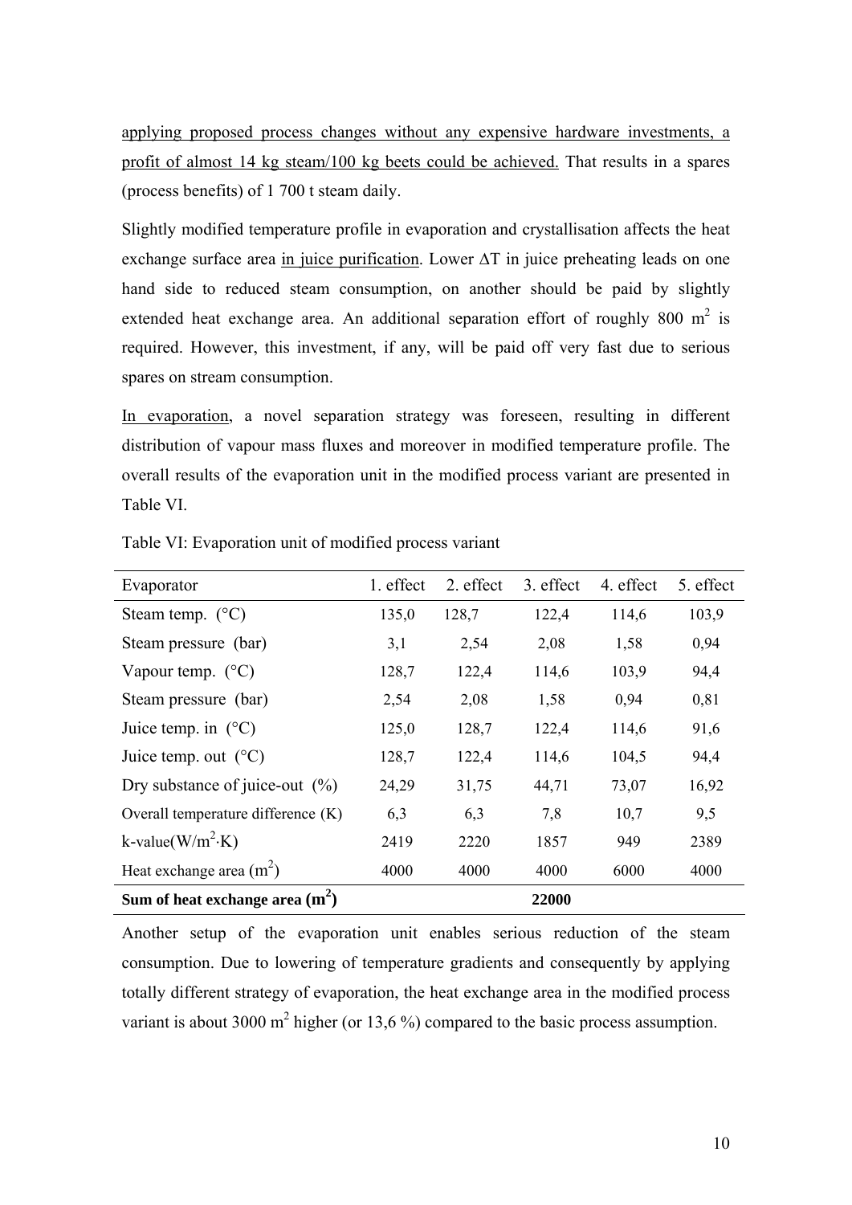applying proposed process changes without any expensive hardware investments, a profit of almost 14 kg steam/100 kg beets could be achieved. That results in a spares (process benefits) of 1 700 t steam daily.

Slightly modified temperature profile in evaporation and crystallisation affects the heat exchange surface area in juice purification. Lower ΔT in juice preheating leads on one hand side to reduced steam consumption, on another should be paid by slightly extended heat exchange area. An additional separation effort of roughly 800 m$^2$ is required. However, this investment, if any, will be paid off very fast due to serious spares on stream consumption.

In evaporation, a novel separation strategy was foreseen, resulting in different distribution of vapour mass fluxes and moreover in modified temperature profile. The overall results of the evaporation unit in the modified process variant are presented in Table VI.

Table VI: Evaporation unit of modified process variant

| Evaporator | 1. effect | 2. effect | 3. effect | 4. effect | 5. effect |
|---|---|---|---|---|---|
| Steam temp. (°C) | 135,0 | 128,7 | 122,4 | 114,6 | 103,9 |
| Steam pressure (bar) | 3,1 | 2,54 | 2,08 | 1,58 | 0,94 |
| Vapour temp. (°C) | 128,7 | 122,4 | 114,6 | 103,9 | 94,4 |
| Steam pressure (bar) | 2,54 | 2,08 | 1,58 | 0,94 | 0,81 |
| Juice temp. in (°C) | 125,0 | 128,7 | 122,4 | 114,6 | 91,6 |
| Juice temp. out (°C) | 128,7 | 122,4 | 114,6 | 104,5 | 94,4 |
| Dry substance of juice-out (%) | 24,29 | 31,75 | 44,71 | 73,07 | 16,92 |
| Overall temperature difference (K) | 6,3 | 6,3 | 7,8 | 10,7 | 9,5 |
| k-value(W/m$^2$·K) | 2419 | 2220 | 1857 | 949 | 2389 |
| Heat exchange area (m$^2$) | 4000 | 4000 | 4000 | 6000 | 4000 |
| **Sum of heat exchange area (m$^2$)** | | | **22000** | | |

Another setup of the evaporation unit enables serious reduction of the steam consumption. Due to lowering of temperature gradients and consequently by applying totally different strategy of evaporation, the heat exchange area in the modified process variant is about 3000 m$^2$ higher (or 13,6 %) compared to the basic process assumption.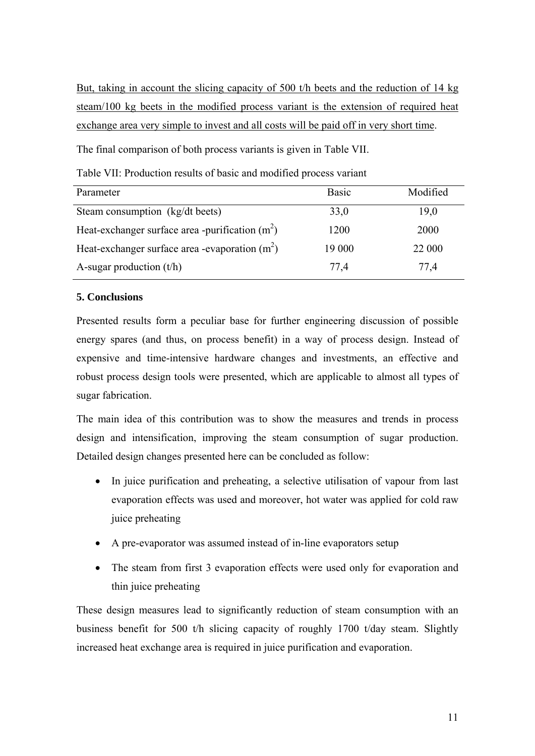But, taking in account the slicing capacity of 500 t/h beets and the reduction of 14 kg steam/100 kg beets in the modified process variant is the extension of required heat exchange area very simple to invest and all costs will be paid off in very short time.

The final comparison of both process variants is given in Table VII.

Table VII: Production results of basic and modified process variant

| Parameter | Basic | Modified |
| --- | --- | --- |
| Steam consumption (kg/dt beets) | 33,0 | 19,0 |
| Heat-exchanger surface area -purification ($m^2$) | 1200 | 2000 |
| Heat-exchanger surface area -evaporation ($m^2$) | 19 000 | 22 000 |
| A-sugar production (t/h) | 77,4 | 77,4 |

## 5. Conclusions

Presented results form a peculiar base for further engineering discussion of possible energy spares (and thus, on process benefit) in a way of process design. Instead of expensive and time-intensive hardware changes and investments, an effective and robust process design tools were presented, which are applicable to almost all types of sugar fabrication.

The main idea of this contribution was to show the measures and trends in process design and intensification, improving the steam consumption of sugar production. Detailed design changes presented here can be concluded as follow:

- In juice purification and preheating, a selective utilisation of vapour from last evaporation effects was used and moreover, hot water was applied for cold raw juice preheating
- A pre-evaporator was assumed instead of in-line evaporators setup
- The steam from first 3 evaporation effects were used only for evaporation and thin juice preheating

These design measures lead to significantly reduction of steam consumption with an business benefit for 500 t/h slicing capacity of roughly 1700 t/day steam. Slightly increased heat exchange area is required in juice purification and evaporation.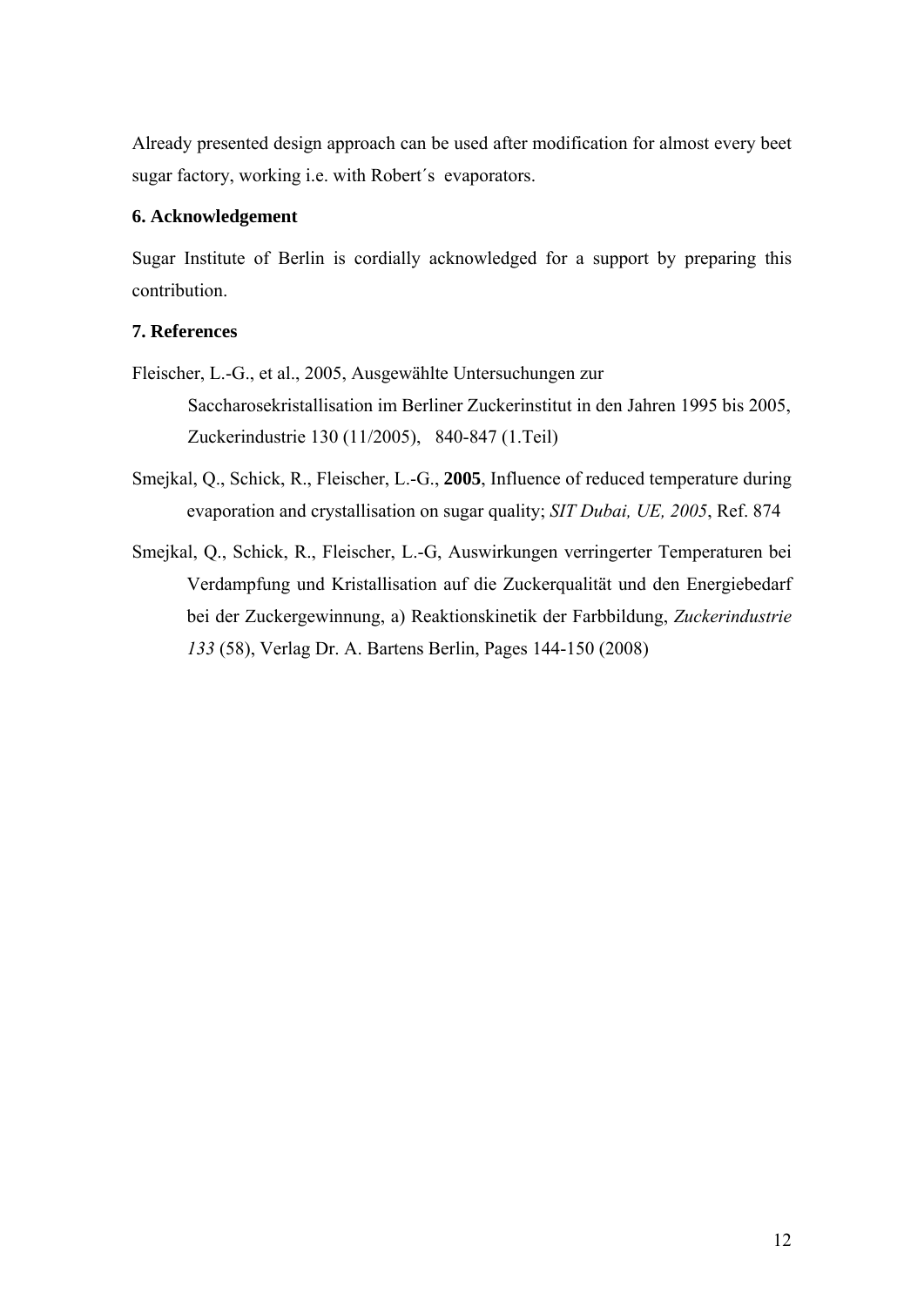Already presented design approach can be used after modification for almost every beet sugar factory, working i.e. with Robert´s evaporators.

### 6. Acknowledgement

Sugar Institute of Berlin is cordially acknowledged for a support by preparing this contribution.

### 7. References

Fleischer, L.-G., et al., 2005, Ausgewählte Untersuchungen zur Saccharosekristallisation im Berliner Zuckerinstitut in den Jahren 1995 bis 2005, Zuckerindustrie 130 (11/2005), 840-847 (1.Teil)

Smejkal, Q., Schick, R., Fleischer, L.-G., **2005**, Influence of reduced temperature during evaporation and crystallisation on sugar quality; *SIT Dubai, UE, 2005*, Ref. 874

Smejkal, Q., Schick, R., Fleischer, L.-G, Auswirkungen verringerter Temperaturen bei Verdampfung und Kristallisation auf die Zuckerqualität und den Energiebedarf bei der Zuckergewinnung, a) Reaktionskinetik der Farbbildung, *Zuckerindustrie 133* (58), Verlag Dr. A. Bartens Berlin, Pages 144-150 (2008)